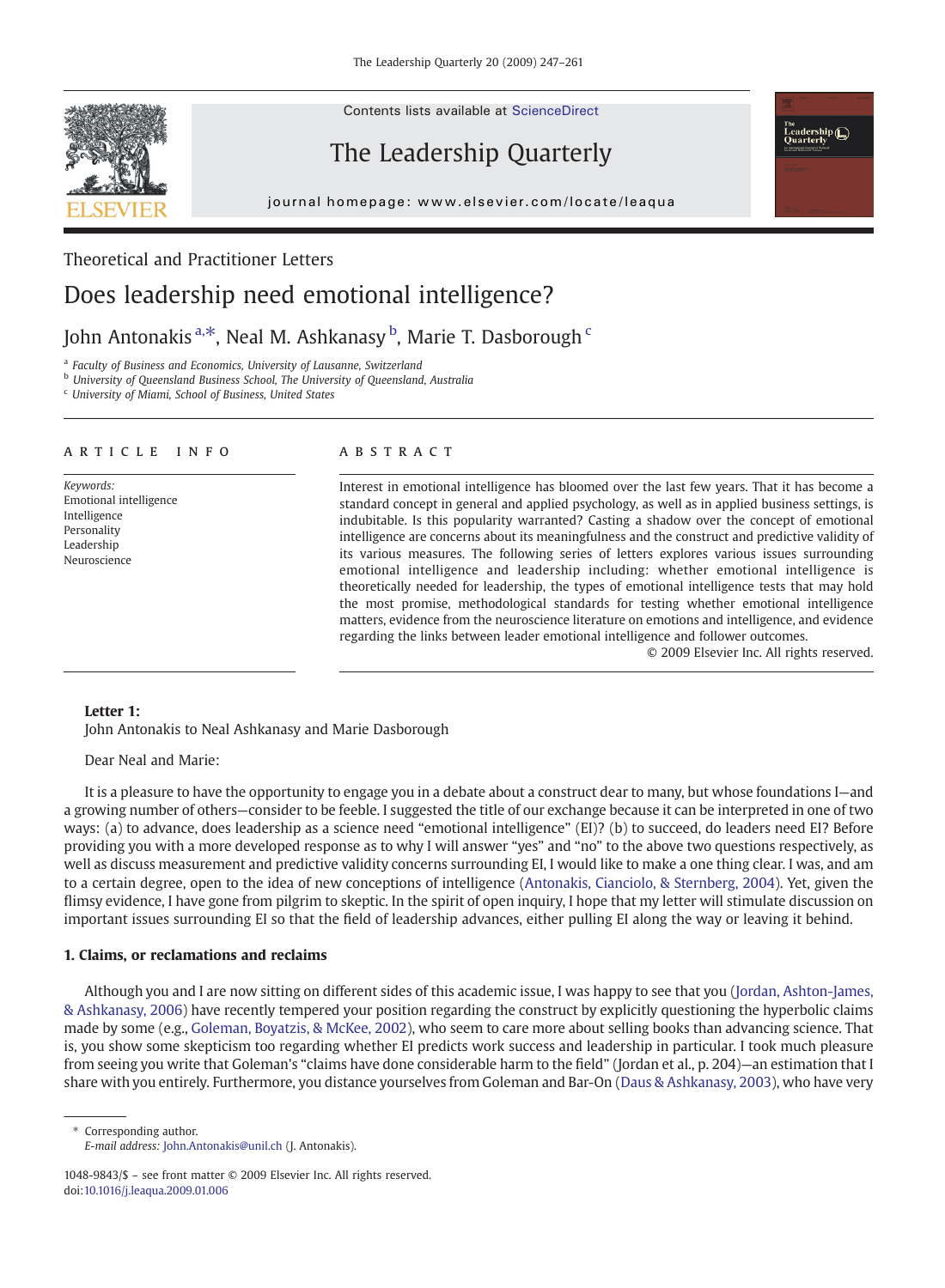Theoretical and Practitioner Letters

# Does leadership need emotional intelligence?

John Antonakis[a,*], Neal M. Ashkanasy[b], Marie T. Dasborough[c]

[a] *Faculty of Business and Economics, University of Lausanne, Switzerland*
[b] *University of Queensland Business School, The University of Queensland, Australia*
[c] *University of Miami, School of Business, United States*

## ARTICLE INFO

*Keywords:*
Emotional intelligence
Intelligence
Personality
Leadership
Neuroscience

## ABSTRACT

Interest in emotional intelligence has bloomed over the last few years. That it has become a standard concept in general and applied psychology, as well as in applied business settings, is indubitable. Is this popularity warranted? Casting a shadow over the concept of emotional intelligence are concerns about its meaningfulness and the construct and predictive validity of its various measures. The following series of letters explores various issues surrounding emotional intelligence and leadership including: whether emotional intelligence is theoretically needed for leadership, the types of emotional intelligence tests that may hold the most promise, methodological standards for testing whether emotional intelligence matters, evidence from the neuroscience literature on emotions and intelligence, and evidence regarding the links between leader emotional intelligence and follower outcomes.

© 2009 Elsevier Inc. All rights reserved.

**Letter 1:**
John Antonakis to Neal Ashkanasy and Marie Dasborough

Dear Neal and Marie:

It is a pleasure to have the opportunity to engage you in a debate about a construct dear to many, but whose foundations I—and a growing number of others—consider to be feeble. I suggested the title of our exchange because it can be interpreted in one of two ways: (a) to advance, does leadership as a science need "emotional intelligence" (EI)? (b) to succeed, do leaders need EI? Before providing you with a more developed response as to why I will answer "yes" and "no" to the above two questions respectively, as well as discuss measurement and predictive validity concerns surrounding EI, I would like to make a one thing clear. I was, and am to a certain degree, open to the idea of new conceptions of intelligence (Antonakis, Cianciolo, & Sternberg, 2004). Yet, given the flimsy evidence, I have gone from pilgrim to skeptic. In the spirit of open inquiry, I hope that my letter will stimulate discussion on important issues surrounding EI so that the field of leadership advances, either pulling EI along the way or leaving it behind.

## 1. Claims, or reclamations and reclaims

Although you and I are now sitting on different sides of this academic issue, I was happy to see that you (Jordan, Ashton-James, & Ashkanasy, 2006) have recently tempered your position regarding the construct by explicitly questioning the hyperbolic claims made by some (e.g., Goleman, Boyatzis, & McKee, 2002), who seem to care more about selling books than advancing science. That is, you show some skepticism too regarding whether EI predicts work success and leadership in particular. I took much pleasure from seeing you write that Goleman's "claims have done considerable harm to the field" (Jordan et al., p. 204)—an estimation that I share with you entirely. Furthermore, you distance yourselves from Goleman and Bar-On (Daus & Ashkanasy, 2003), who have very

* Corresponding author.
*E-mail address:* John.Antonakis@unil.ch (J. Antonakis).

1048-9843/$ – see front matter © 2009 Elsevier Inc. All rights reserved.
doi:10.1016/j.leaqua.2009.01.006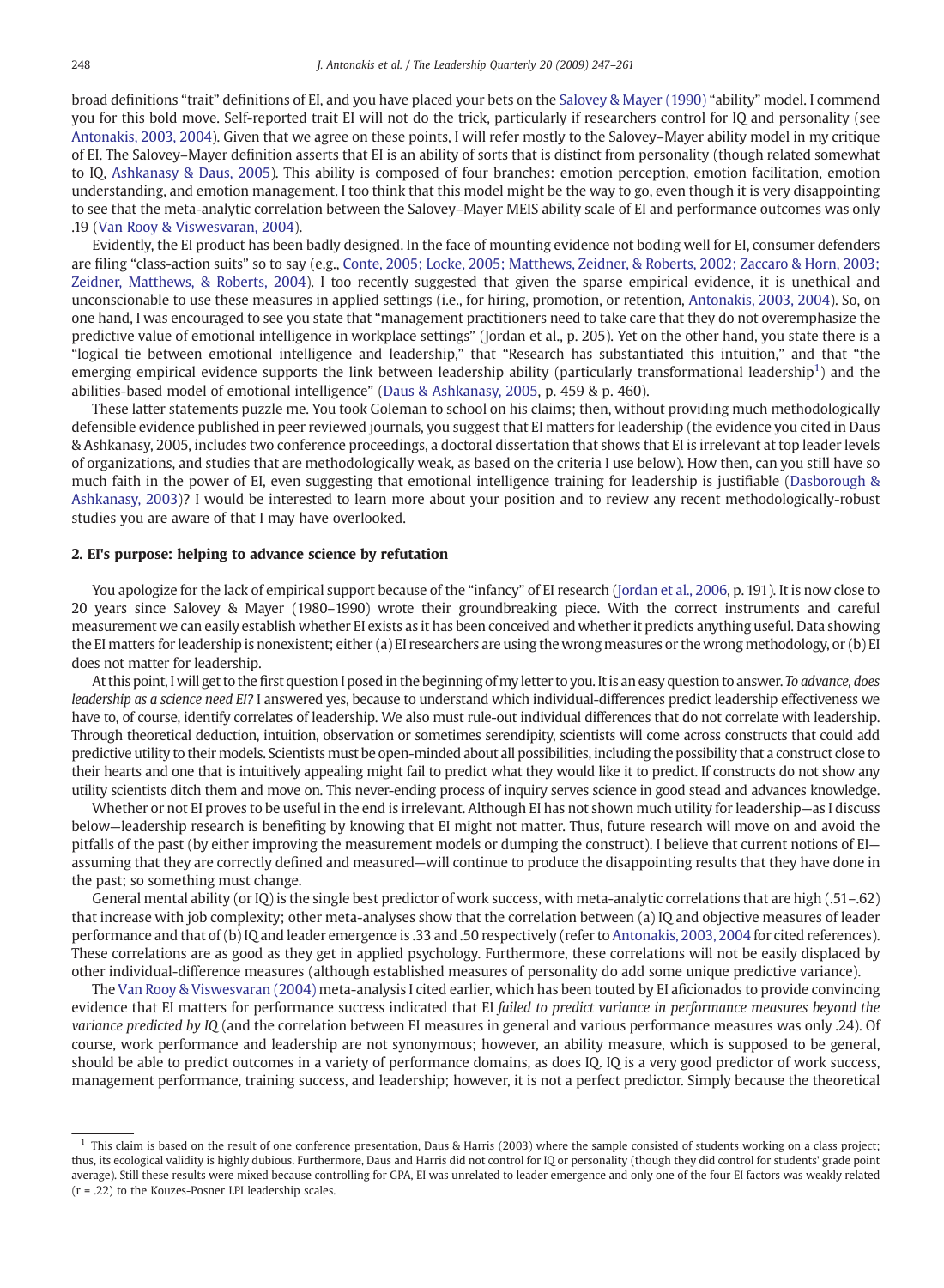broad definitions "trait" definitions of EI, and you have placed your bets on the Salovey & Mayer (1990) "ability" model. I commend you for this bold move. Self-reported trait EI will not do the trick, particularly if researchers control for IQ and personality (see Antonakis, 2003, 2004). Given that we agree on these points, I will refer mostly to the Salovey–Mayer ability model in my critique of EI. The Salovey–Mayer definition asserts that EI is an ability of sorts that is distinct from personality (though related somewhat to IQ, Ashkanasy & Daus, 2005). This ability is composed of four branches: emotion perception, emotion facilitation, emotion understanding, and emotion management. I too think that this model might be the way to go, even though it is very disappointing to see that the meta-analytic correlation between the Salovey–Mayer MEIS ability scale of EI and performance outcomes was only .19 (Van Rooy & Viswesvaran, 2004).

Evidently, the EI product has been badly designed. In the face of mounting evidence not boding well for EI, consumer defenders are filing "class-action suits" so to say (e.g., Conte, 2005; Locke, 2005; Matthews, Zeidner, & Roberts, 2002; Zaccaro & Horn, 2003; Zeidner, Matthews, & Roberts, 2004). I too recently suggested that given the sparse empirical evidence, it is unethical and unconscionable to use these measures in applied settings (i.e., for hiring, promotion, or retention, Antonakis, 2003, 2004). So, on one hand, I was encouraged to see you state that "management practitioners need to take care that they do not overemphasize the predictive value of emotional intelligence in workplace settings" (Jordan et al., p. 205). Yet on the other hand, you state there is a "logical tie between emotional intelligence and leadership," that "Research has substantiated this intuition," and that "the emerging empirical evidence supports the link between leadership ability (particularly transformational leadership[1]) and the abilities-based model of emotional intelligence" (Daus & Ashkanasy, 2005, p. 459 & p. 460).

These latter statements puzzle me. You took Goleman to school on his claims; then, without providing much methodologically defensible evidence published in peer reviewed journals, you suggest that EI matters for leadership (the evidence you cited in Daus & Ashkanasy, 2005, includes two conference proceedings, a doctoral dissertation that shows that EI is irrelevant at top leader levels of organizations, and studies that are methodologically weak, as based on the criteria I use below). How then, can you still have so much faith in the power of EI, even suggesting that emotional intelligence training for leadership is justifiable (Dasborough & Ashkanasy, 2003)? I would be interested to learn more about your position and to review any recent methodologically-robust studies you are aware of that I may have overlooked.

## 2. EI's purpose: helping to advance science by refutation

You apologize for the lack of empirical support because of the "infancy" of EI research (Jordan et al., 2006, p. 191). It is now close to 20 years since Salovey & Mayer (1980–1990) wrote their groundbreaking piece. With the correct instruments and careful measurement we can easily establish whether EI exists as it has been conceived and whether it predicts anything useful. Data showing the EI matters for leadership is nonexistent; either (a) EI researchers are using the wrong measures or the wrong methodology, or (b) EI does not matter for leadership.

At this point, I will get to the first question I posed in the beginning of my letter to you. It is an easy question to answer. *To advance, does leadership as a science need EI?* I answered yes, because to understand which individual-differences predict leadership effectiveness we have to, of course, identify correlates of leadership. We also must rule-out individual differences that do not correlate with leadership. Through theoretical deduction, intuition, observation or sometimes serendipity, scientists will come across constructs that could add predictive utility to their models. Scientists must be open-minded about all possibilities, including the possibility that a construct close to their hearts and one that is intuitively appealing might fail to predict what they would like it to predict. If constructs do not show any utility scientists ditch them and move on. This never-ending process of inquiry serves science in good stead and advances knowledge.

Whether or not EI proves to be useful in the end is irrelevant. Although EI has not shown much utility for leadership—as I discuss below—leadership research is benefiting by knowing that EI might not matter. Thus, future research will move on and avoid the pitfalls of the past (by either improving the measurement models or dumping the construct). I believe that current notions of EI—assuming that they are correctly defined and measured—will continue to produce the disappointing results that they have done in the past; so something must change.

General mental ability (or IQ) is the single best predictor of work success, with meta-analytic correlations that are high (.51–.62) that increase with job complexity; other meta-analyses show that the correlation between (a) IQ and objective measures of leader performance and that of (b) IQ and leader emergence is .33 and .50 respectively (refer to Antonakis, 2003, 2004 for cited references). These correlations are as good as they get in applied psychology. Furthermore, these correlations will not be easily displaced by other individual-difference measures (although established measures of personality do add some unique predictive variance).

The Van Rooy & Viswesvaran (2004) meta-analysis I cited earlier, which has been touted by EI aficionados to provide convincing evidence that EI matters for performance success indicated that EI *failed to predict variance in performance measures beyond the variance predicted by IQ* (and the correlation between EI measures in general and various performance measures was only .24). Of course, work performance and leadership are not synonymous; however, an ability measure, which is supposed to be general, should be able to predict outcomes in a variety of performance domains, as does IQ. IQ is a very good predictor of work success, management performance, training success, and leadership; however, it is not a perfect predictor. Simply because the theoretical

[1] This claim is based on the result of one conference presentation, Daus & Harris (2003) where the sample consisted of students working on a class project; thus, its ecological validity is highly dubious. Furthermore, Daus and Harris did not control for IQ or personality (though they did control for students' grade point average). Still these results were mixed because controlling for GPA, EI was unrelated to leader emergence and only one of the four EI factors was weakly related ($r = .22$) to the Kouzes-Posner LPI leadership scales.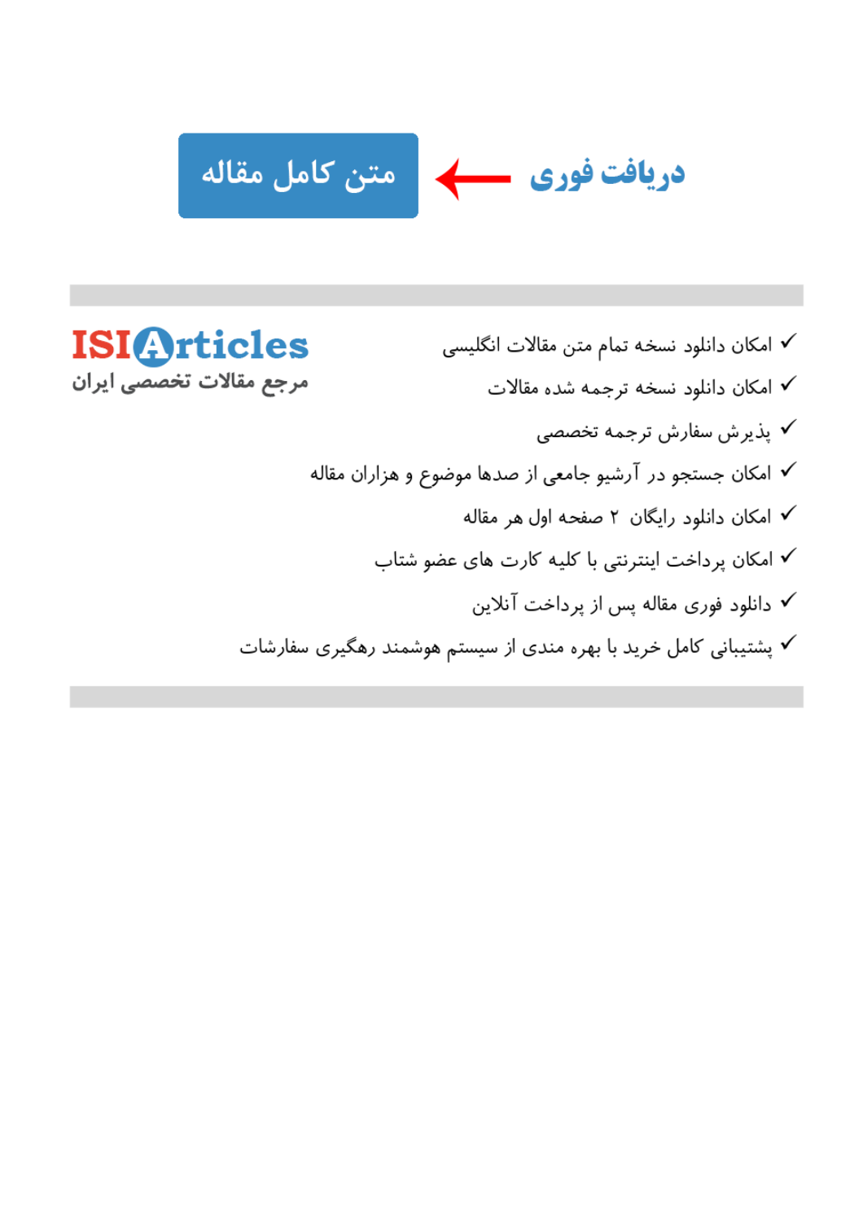دریافت فوری ← متن کامل مقاله

**ISIArticles**
مرجع مقالات تخصصی ایران

- ✓ امکان دانلود نسخه تمام متن مقالات انگلیسی
- ✓ امکان دانلود نسخه ترجمه شده مقالات
- ✓ پذیرش سفارش ترجمه تخصصی
- ✓ امکان جستجو در آرشیو جامعی از صدها موضوع و هزاران مقاله
- ✓ امکان دانلود رایگان ۲ صفحه اول هر مقاله
- ✓ امکان پرداخت اینترنتی با کلیه کارت های عضو شتاب
- ✓ دانلود فوری مقاله پس از پرداخت آنلاین
- ✓ پشتیبانی کامل خرید با بهره مندی از سیستم هوشمند رهگیری سفارشات